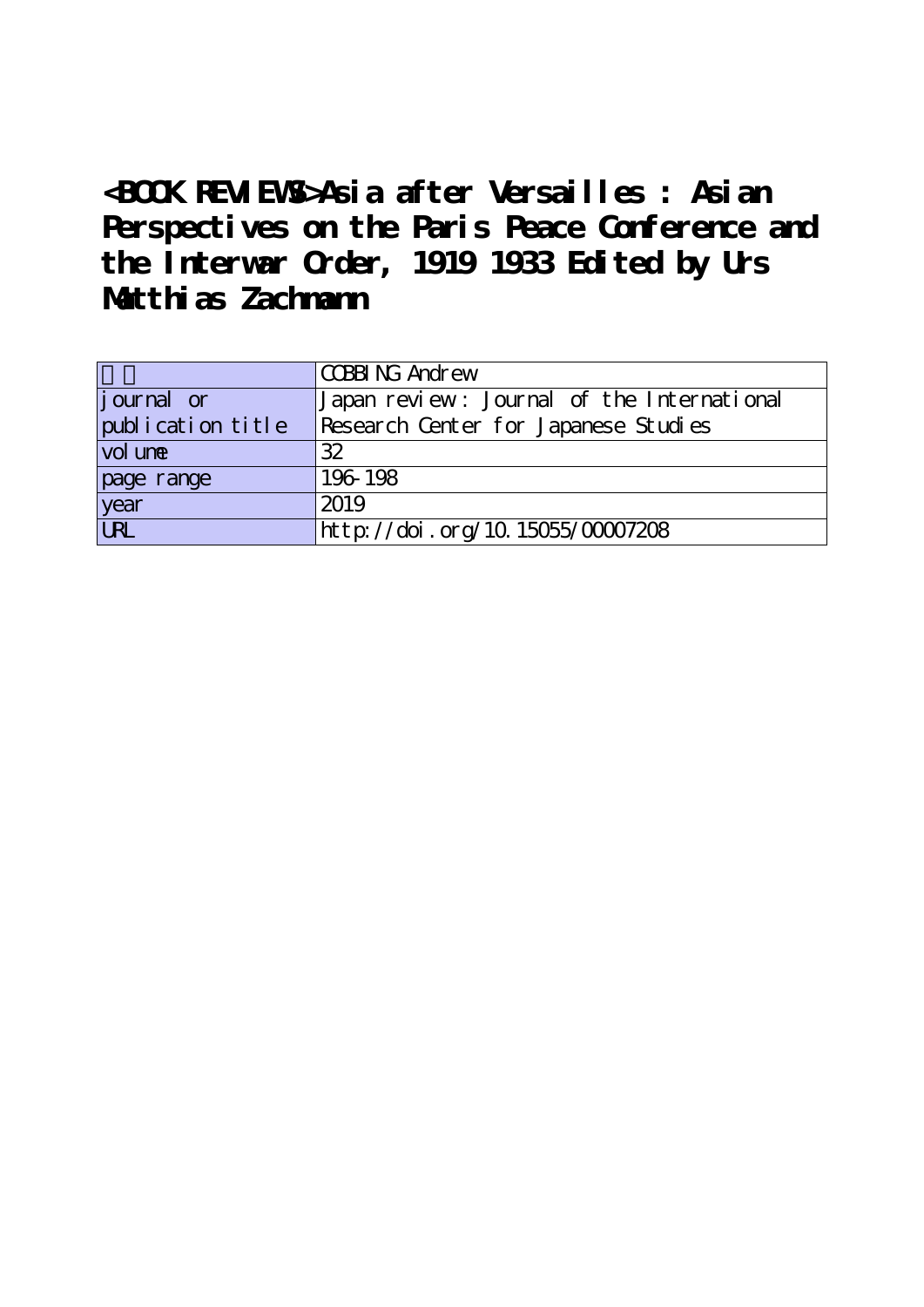# <BOOK REVIEWS>Asia after Versailles : Asian Perspectives on the Paris Peace Conference and the Interwar Order, 1919 1933 Edited by Urs Matthias Zachmann

| | |
|---|---|
| 著者 | COBBING Andrew |
| journal or publication title | Japan review : Journal of the International Research Center for Japanese Studies |
| volume | 32 |
| page range | 196-198 |
| year | 2019 |
| URL | http://doi.org/10.15055/00007208 |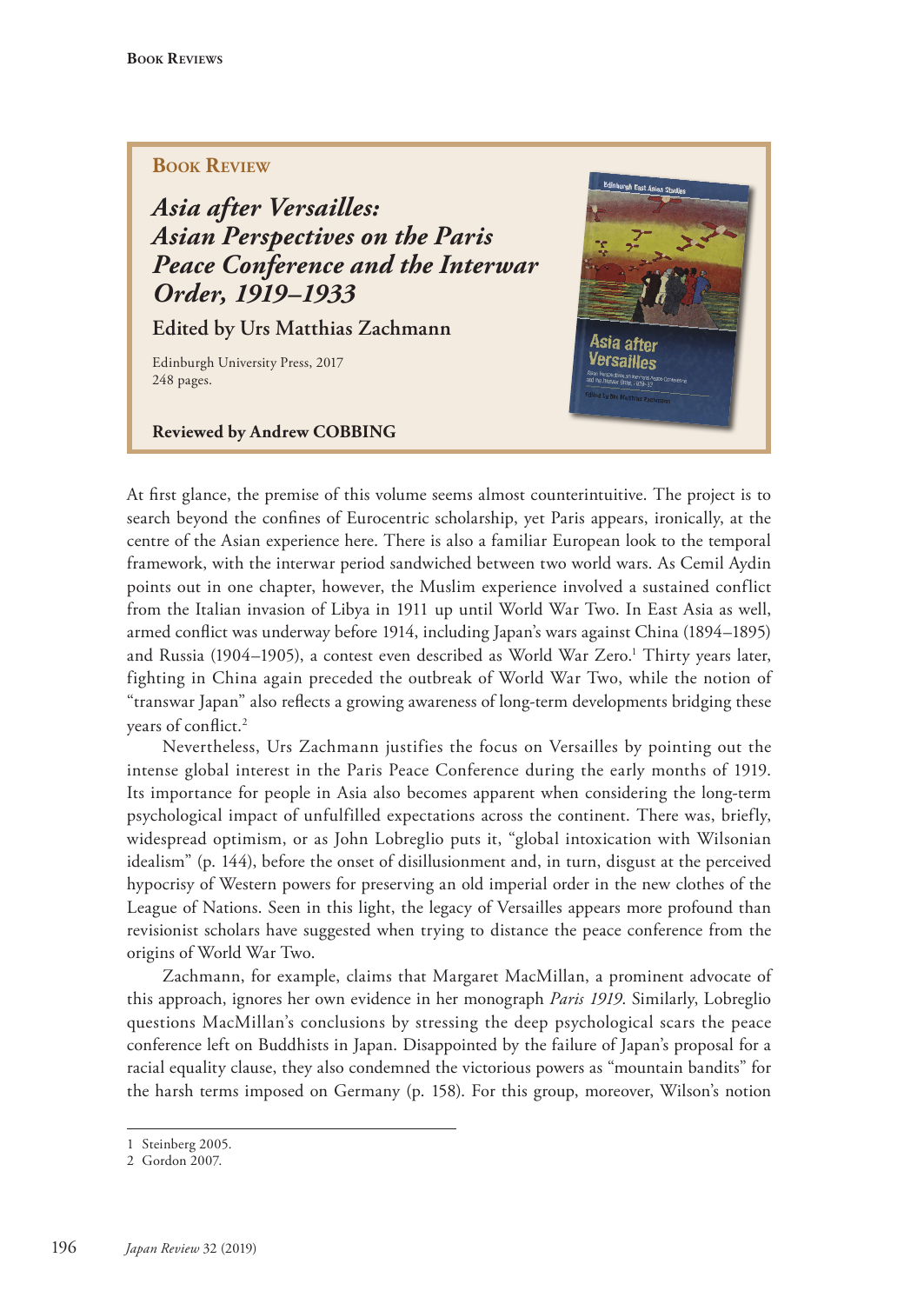## Book Review

### *Asia after Versailles: Asian Perspectives on the Paris Peace Conference and the Interwar Order, 1919–1933*

**Edited by Urs Matthias Zachmann**

Edinburgh University Press, 2017
248 pages.

**Reviewed by Andrew COBBING**

At first glance, the premise of this volume seems almost counterintuitive. The project is to search beyond the confines of Eurocentric scholarship, yet Paris appears, ironically, at the centre of the Asian experience here. There is also a familiar European look to the temporal framework, with the interwar period sandwiched between two world wars. As Cemil Aydin points out in one chapter, however, the Muslim experience involved a sustained conflict from the Italian invasion of Libya in 1911 up until World War Two. In East Asia as well, armed conflict was underway before 1914, including Japan's wars against China (1894–1895) and Russia (1904–1905), a contest even described as World War Zero.[1] Thirty years later, fighting in China again preceded the outbreak of World War Two, while the notion of "transwar Japan" also reflects a growing awareness of long-term developments bridging these years of conflict.[2]

Nevertheless, Urs Zachmann justifies the focus on Versailles by pointing out the intense global interest in the Paris Peace Conference during the early months of 1919. Its importance for people in Asia also becomes apparent when considering the long-term psychological impact of unfulfilled expectations across the continent. There was, briefly, widespread optimism, or as John Lobreglio puts it, "global intoxication with Wilsonian idealism" (p. 144), before the onset of disillusionment and, in turn, disgust at the perceived hypocrisy of Western powers for preserving an old imperial order in the new clothes of the League of Nations. Seen in this light, the legacy of Versailles appears more profound than revisionist scholars have suggested when trying to distance the peace conference from the origins of World War Two.

Zachmann, for example, claims that Margaret MacMillan, a prominent advocate of this approach, ignores her own evidence in her monograph *Paris 1919*. Similarly, Lobreglio questions MacMillan's conclusions by stressing the deep psychological scars the peace conference left on Buddhists in Japan. Disappointed by the failure of Japan's proposal for a racial equality clause, they also condemned the victorious powers as "mountain bandits" for the harsh terms imposed on Germany (p. 158). For this group, moreover, Wilson's notion

1 Steinberg 2005.
2 Gordon 2007.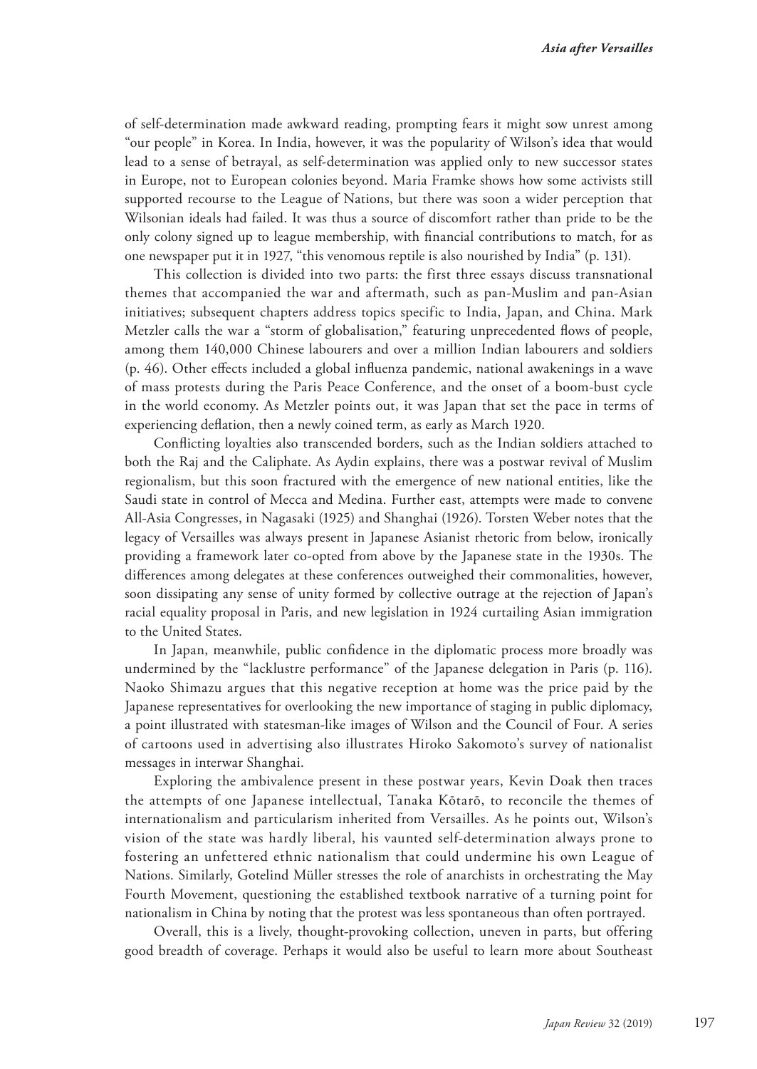of self-determination made awkward reading, prompting fears it might sow unrest among "our people" in Korea. In India, however, it was the popularity of Wilson's idea that would lead to a sense of betrayal, as self-determination was applied only to new successor states in Europe, not to European colonies beyond. Maria Framke shows how some activists still supported recourse to the League of Nations, but there was soon a wider perception that Wilsonian ideals had failed. It was thus a source of discomfort rather than pride to be the only colony signed up to league membership, with financial contributions to match, for as one newspaper put it in 1927, "this venomous reptile is also nourished by India" (p. 131).

This collection is divided into two parts: the first three essays discuss transnational themes that accompanied the war and aftermath, such as pan-Muslim and pan-Asian initiatives; subsequent chapters address topics specific to India, Japan, and China. Mark Metzler calls the war a "storm of globalisation," featuring unprecedented flows of people, among them 140,000 Chinese labourers and over a million Indian labourers and soldiers (p. 46). Other effects included a global influenza pandemic, national awakenings in a wave of mass protests during the Paris Peace Conference, and the onset of a boom-bust cycle in the world economy. As Metzler points out, it was Japan that set the pace in terms of experiencing deflation, then a newly coined term, as early as March 1920.

Conflicting loyalties also transcended borders, such as the Indian soldiers attached to both the Raj and the Caliphate. As Aydin explains, there was a postwar revival of Muslim regionalism, but this soon fractured with the emergence of new national entities, like the Saudi state in control of Mecca and Medina. Further east, attempts were made to convene All-Asia Congresses, in Nagasaki (1925) and Shanghai (1926). Torsten Weber notes that the legacy of Versailles was always present in Japanese Asianist rhetoric from below, ironically providing a framework later co-opted from above by the Japanese state in the 1930s. The differences among delegates at these conferences outweighed their commonalities, however, soon dissipating any sense of unity formed by collective outrage at the rejection of Japan's racial equality proposal in Paris, and new legislation in 1924 curtailing Asian immigration to the United States.

In Japan, meanwhile, public confidence in the diplomatic process more broadly was undermined by the "lacklustre performance" of the Japanese delegation in Paris (p. 116). Naoko Shimazu argues that this negative reception at home was the price paid by the Japanese representatives for overlooking the new importance of staging in public diplomacy, a point illustrated with statesman-like images of Wilson and the Council of Four. A series of cartoons used in advertising also illustrates Hiroko Sakomoto's survey of nationalist messages in interwar Shanghai.

Exploring the ambivalence present in these postwar years, Kevin Doak then traces the attempts of one Japanese intellectual, Tanaka Kōtarō, to reconcile the themes of internationalism and particularism inherited from Versailles. As he points out, Wilson's vision of the state was hardly liberal, his vaunted self-determination always prone to fostering an unfettered ethnic nationalism that could undermine his own League of Nations. Similarly, Gotelind Müller stresses the role of anarchists in orchestrating the May Fourth Movement, questioning the established textbook narrative of a turning point for nationalism in China by noting that the protest was less spontaneous than often portrayed.

Overall, this is a lively, thought-provoking collection, uneven in parts, but offering good breadth of coverage. Perhaps it would also be useful to learn more about Southeast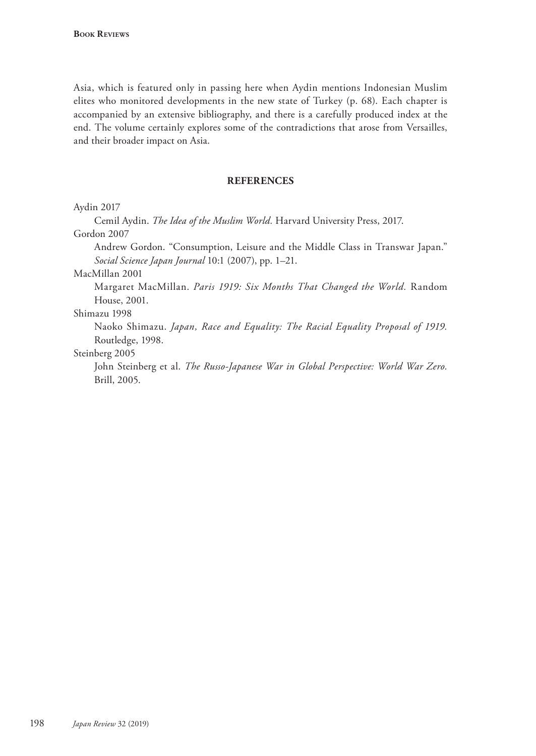Asia, which is featured only in passing here when Aydin mentions Indonesian Muslim elites who monitored developments in the new state of Turkey (p. 68). Each chapter is accompanied by an extensive bibliography, and there is a carefully produced index at the end. The volume certainly explores some of the contradictions that arose from Versailles, and their broader impact on Asia.

## REFERENCES

Aydin 2017
: Cemil Aydin. *The Idea of the Muslim World.* Harvard University Press, 2017.

Gordon 2007
: Andrew Gordon. "Consumption, Leisure and the Middle Class in Transwar Japan." *Social Science Japan Journal* 10:1 (2007), pp. 1–21.

MacMillan 2001
: Margaret MacMillan. *Paris 1919: Six Months That Changed the World.* Random House, 2001.

Shimazu 1998
: Naoko Shimazu. *Japan, Race and Equality: The Racial Equality Proposal of 1919.* Routledge, 1998.

Steinberg 2005
: John Steinberg et al. *The Russo-Japanese War in Global Perspective: World War Zero.* Brill, 2005.